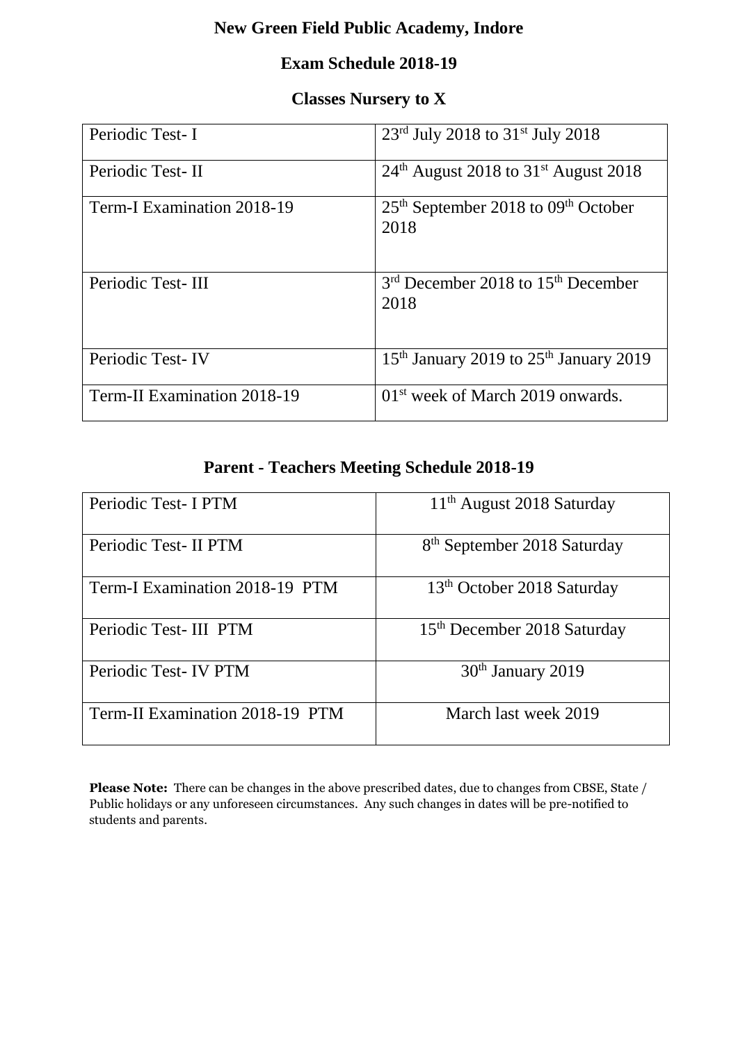# New Green Field Public Academy, Indore

## Exam Schedule 2018-19

### Classes Nursery to X

| | |
|---|---|
| Periodic Test- I | 23rd July 2018 to 31st July 2018 |
| Periodic Test- II | 24th August 2018 to 31st August 2018 |
| Term-I Examination 2018-19 | 25th September 2018 to 09th October 2018 |
| Periodic Test- III | 3rd December 2018 to 15th December 2018 |
| Periodic Test- IV | 15th January 2019 to 25th January 2019 |
| Term-II Examination 2018-19 | 01st week of March 2019 onwards. |

## Parent - Teachers Meeting Schedule 2018-19

| | |
|---|---|
| Periodic Test- I PTM | 11th August 2018 Saturday |
| Periodic Test- II PTM | 8th September 2018 Saturday |
| Term-I Examination 2018-19 PTM | 13th October 2018 Saturday |
| Periodic Test- III PTM | 15th December 2018 Saturday |
| Periodic Test- IV PTM | 30th January 2019 |
| Term-II Examination 2018-19 PTM | March last week 2019 |

**Please Note:** There can be changes in the above prescribed dates, due to changes from CBSE, State / Public holidays or any unforeseen circumstances. Any such changes in dates will be pre-notified to students and parents.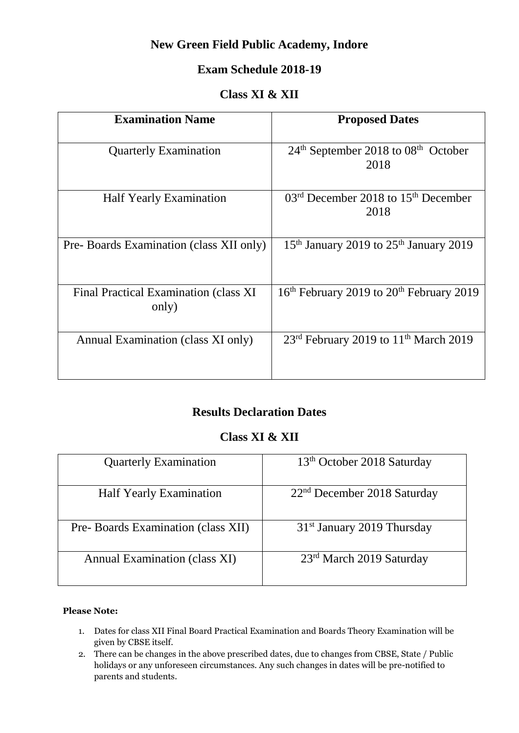# New Green Field Public Academy, Indore

## Exam Schedule 2018-19

## Class XI & XII

| Examination Name | Proposed Dates |
|---|---|
| Quarterly Examination | 24th September 2018 to 08th October 2018 |
| Half Yearly Examination | 03rd December 2018 to 15th December 2018 |
| Pre- Boards Examination (class XII only) | 15th January 2019 to 25th January 2019 |
| Final Practical Examination (class XI only) | 16th February 2019 to 20th February 2019 |
| Annual Examination (class XI only) | 23rd February 2019 to 11th March 2019 |

## Results Declaration Dates

## Class XI & XII

| | |
|---|---|
| Quarterly Examination | 13th October 2018 Saturday |
| Half Yearly Examination | 22nd December 2018 Saturday |
| Pre- Boards Examination (class XII) | 31st January 2019 Thursday |
| Annual Examination (class XI) | 23rd March 2019 Saturday |

**Please Note:**

1. Dates for class XII Final Board Practical Examination and Boards Theory Examination will be given by CBSE itself.
2. There can be changes in the above prescribed dates, due to changes from CBSE, State / Public holidays or any unforeseen circumstances. Any such changes in dates will be pre-notified to parents and students.